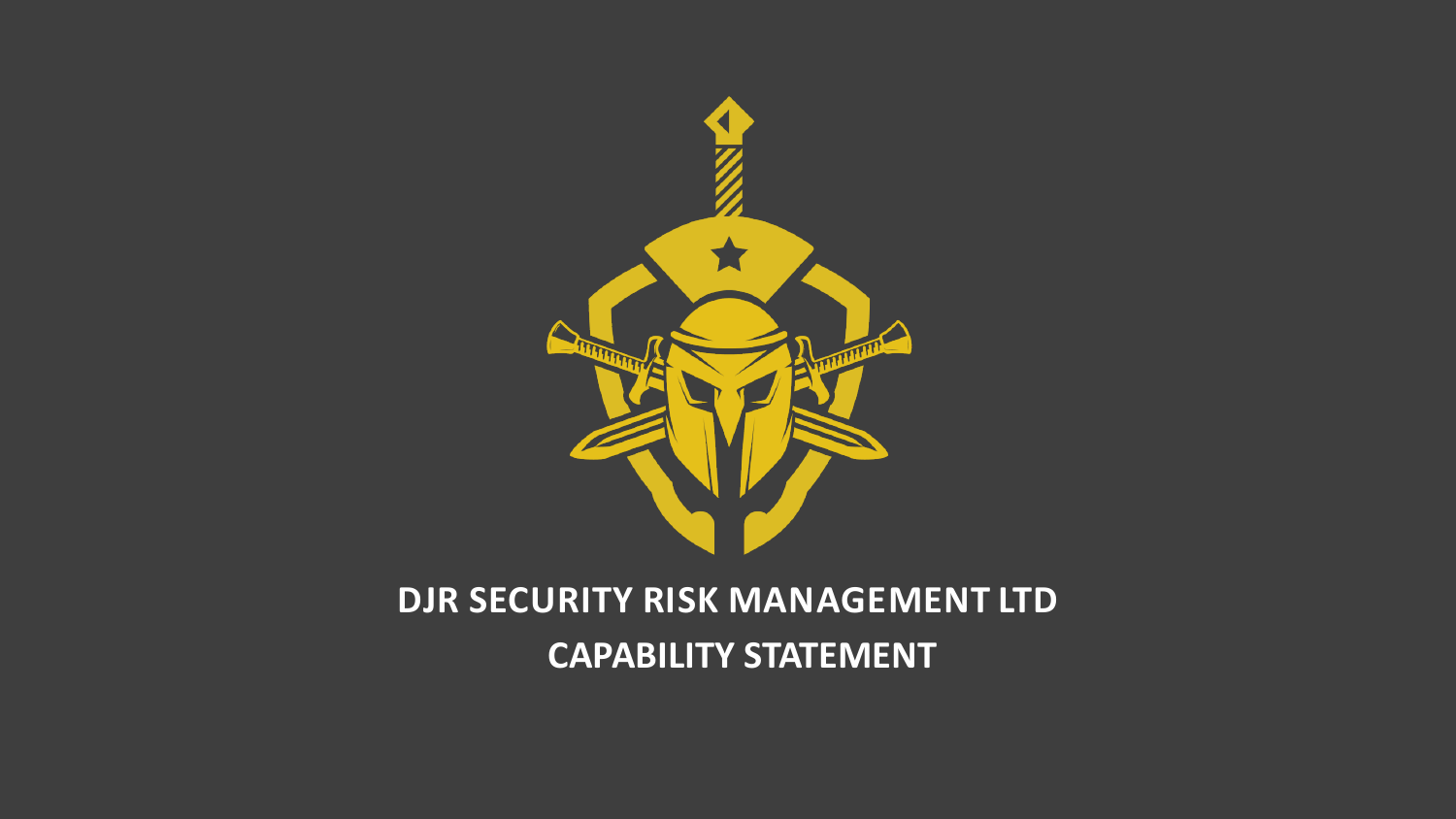# DJR SECURITY RISK MANAGEMENT LTD

## CAPABILITY STATEMENT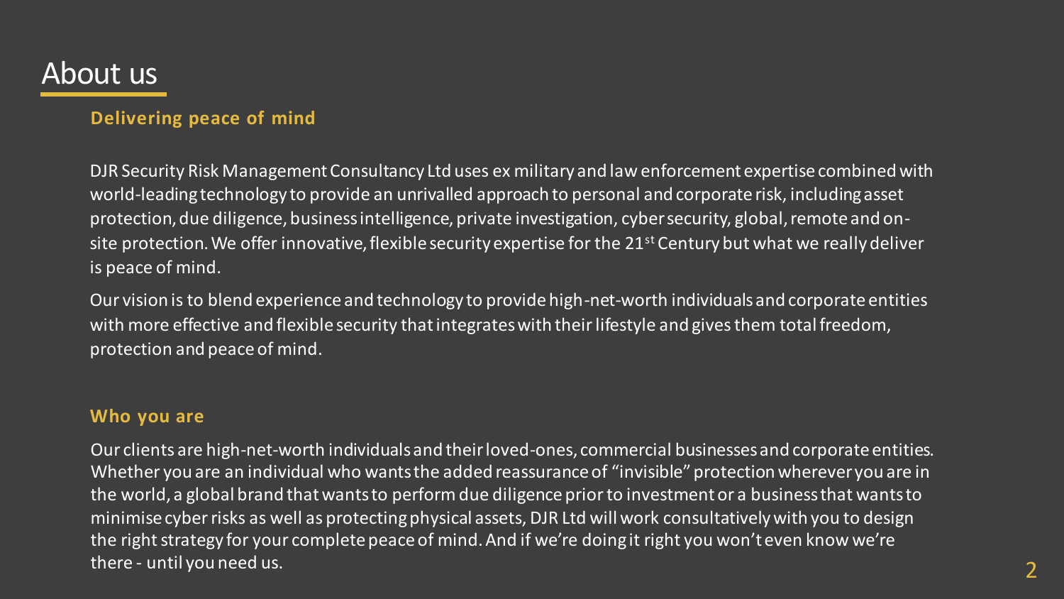# About us

## Delivering peace of mind

DJR Security Risk Management Consultancy Ltd uses ex military and law enforcement expertise combined with world-leading technology to provide an unrivalled approach to personal and corporate risk, including asset protection, due diligence, business intelligence, private investigation, cyber security, global, remote and on-site protection. We offer innovative, flexible security expertise for the 21st Century but what we really deliver is peace of mind.

Our vision is to blend experience and technology to provide high-net-worth individuals and corporate entities with more effective and flexible security that integrates with their lifestyle and gives them total freedom, protection and peace of mind.

## Who you are

Our clients are high-net-worth individuals and their loved-ones, commercial businesses and corporate entities. Whether you are an individual who wants the added reassurance of "invisible" protection wherever you are in the world, a global brand that wants to perform due diligence prior to investment or a business that wants to minimise cyber risks as well as protecting physical assets, DJR Ltd will work consultatively with you to design the right strategy for your complete peace of mind. And if we're doing it right you won't even know we're there - until you need us.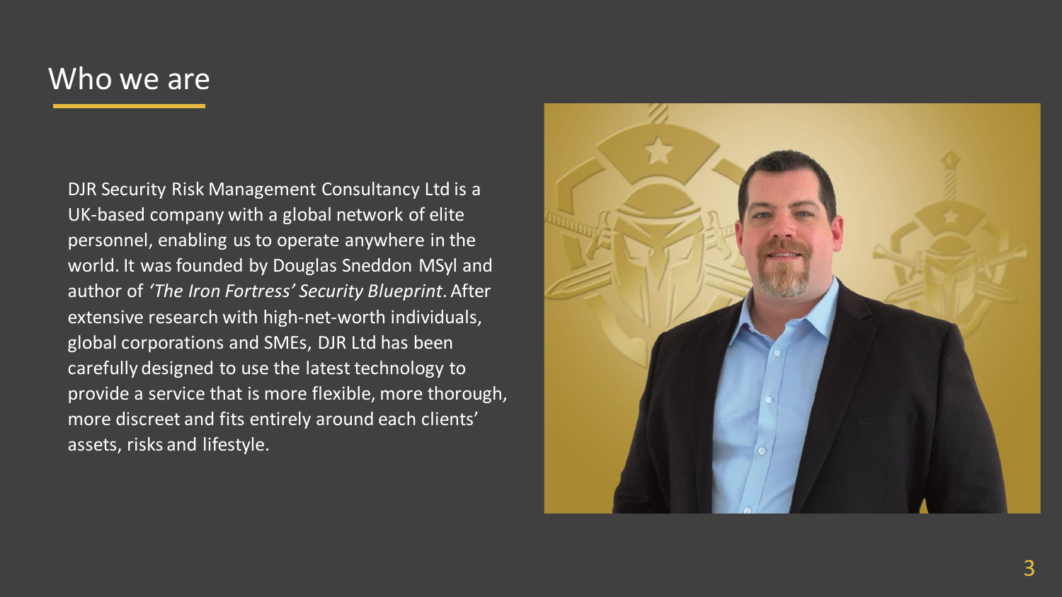# Who we are

DJR Security Risk Management Consultancy Ltd is a UK-based company with a global network of elite personnel, enabling us to operate anywhere in the world. It was founded by Douglas Sneddon MSyI and author of *'The Iron Fortress' Security Blueprint*. After extensive research with high-net-worth individuals, global corporations and SMEs, DJR Ltd has been carefully designed to use the latest technology to provide a service that is more flexible, more thorough, more discreet and fits entirely around each clients' assets, risks and lifestyle.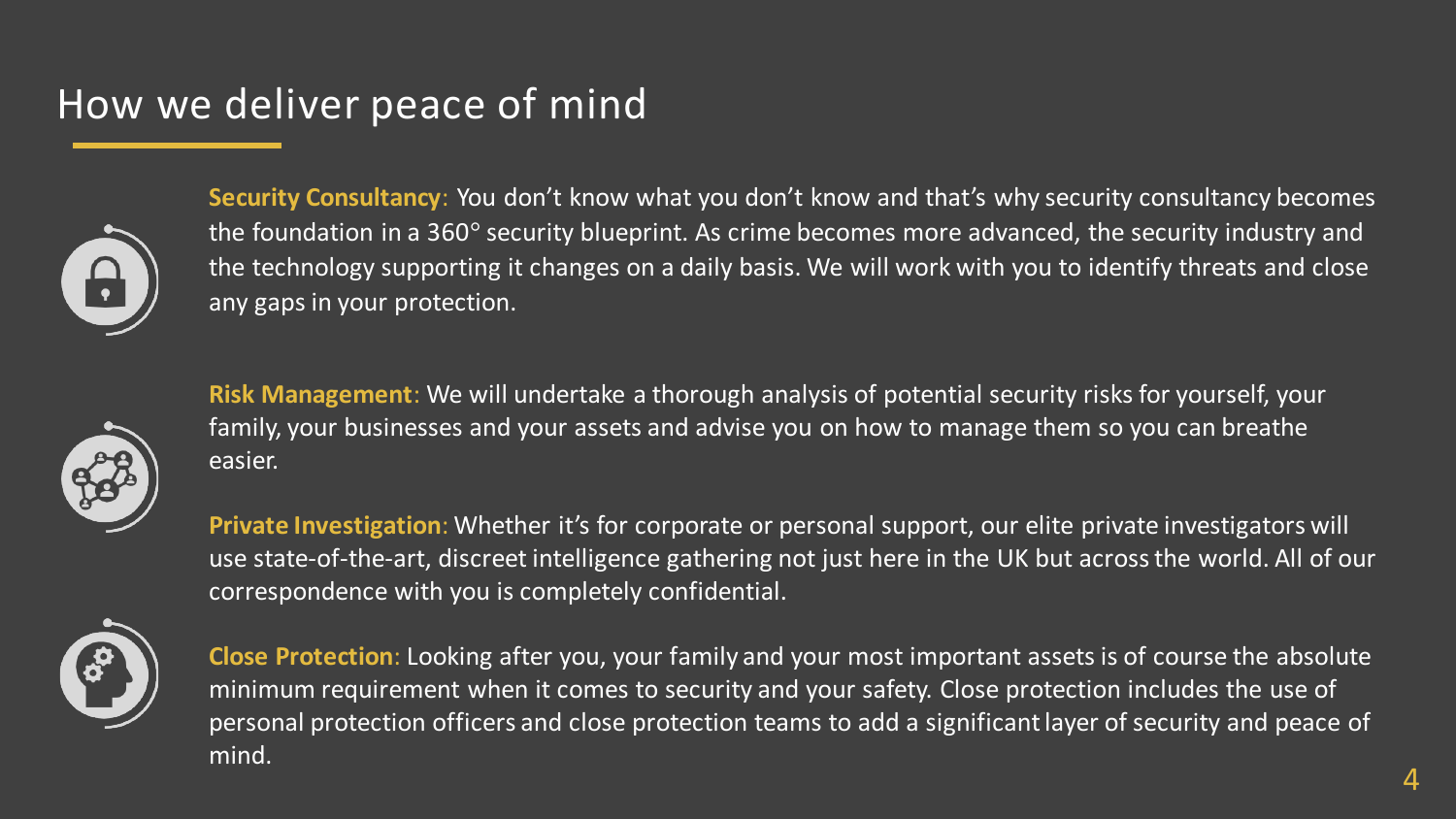# How we deliver peace of mind

**Security Consultancy**: You don't know what you don't know and that's why security consultancy becomes the foundation in a 360° security blueprint. As crime becomes more advanced, the security industry and the technology supporting it changes on a daily basis. We will work with you to identify threats and close any gaps in your protection.

**Risk Management**: We will undertake a thorough analysis of potential security risks for yourself, your family, your businesses and your assets and advise you on how to manage them so you can breathe easier.

**Private Investigation**: Whether it's for corporate or personal support, our elite private investigators will use state-of-the-art, discreet intelligence gathering not just here in the UK but across the world. All of our correspondence with you is completely confidential.

**Close Protection**: Looking after you, your family and your most important assets is of course the absolute minimum requirement when it comes to security and your safety. Close protection includes the use of personal protection officers and close protection teams to add a significant layer of security and peace of mind.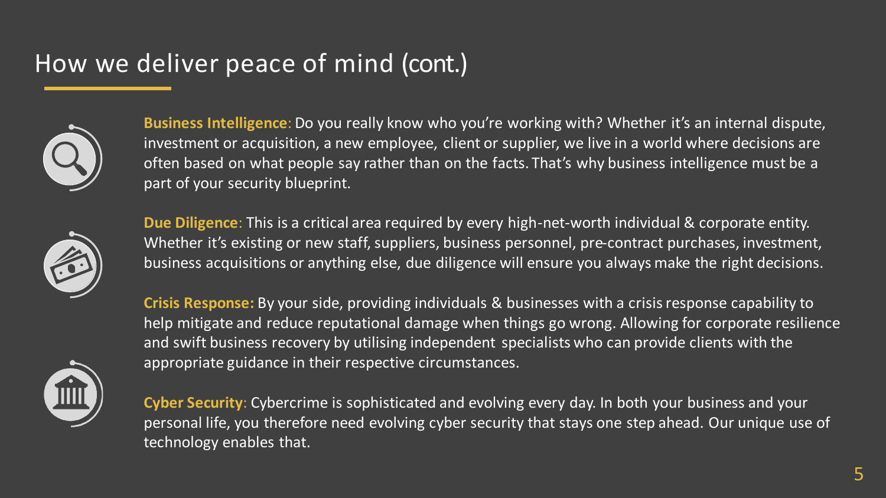# How we deliver peace of mind (cont.)

**Business Intelligence**: Do you really know who you're working with? Whether it's an internal dispute, investment or acquisition, a new employee, client or supplier, we live in a world where decisions are often based on what people say rather than on the facts. That's why business intelligence must be a part of your security blueprint.

**Due Diligence**: This is a critical area required by every high-net-worth individual & corporate entity. Whether it's existing or new staff, suppliers, business personnel, pre-contract purchases, investment, business acquisitions or anything else, due diligence will ensure you always make the right decisions.

**Crisis Response:** By your side, providing individuals & businesses with a crisis response capability to help mitigate and reduce reputational damage when things go wrong. Allowing for corporate resilience and swift business recovery by utilising independent specialists who can provide clients with the appropriate guidance in their respective circumstances.

**Cyber Security**: Cybercrime is sophisticated and evolving every day. In both your business and your personal life, you therefore need evolving cyber security that stays one step ahead. Our unique use of technology enables that.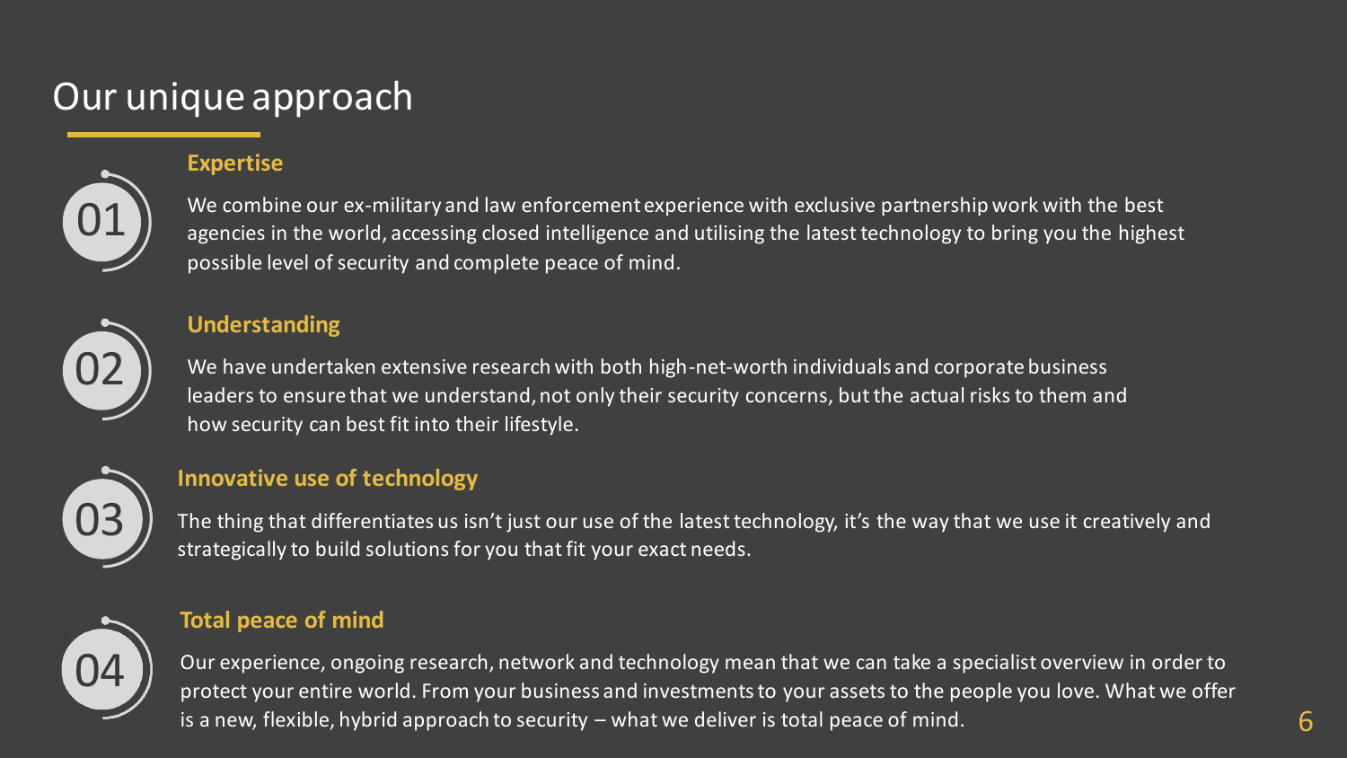# Our unique approach

## 01 Expertise

We combine our ex-military and law enforcement experience with exclusive partnership work with the best agencies in the world, accessing closed intelligence and utilising the latest technology to bring you the highest possible level of security and complete peace of mind.

## 02 Understanding

We have undertaken extensive research with both high-net-worth individuals and corporate business leaders to ensure that we understand, not only their security concerns, but the actual risks to them and how security can best fit into their lifestyle.

## 03 Innovative use of technology

The thing that differentiates us isn't just our use of the latest technology, it's the way that we use it creatively and strategically to build solutions for you that fit your exact needs.

## 04 Total peace of mind

Our experience, ongoing research, network and technology mean that we can take a specialist overview in order to protect your entire world. From your business and investments to your assets to the people you love. What we offer is a new, flexible, hybrid approach to security – what we deliver is total peace of mind.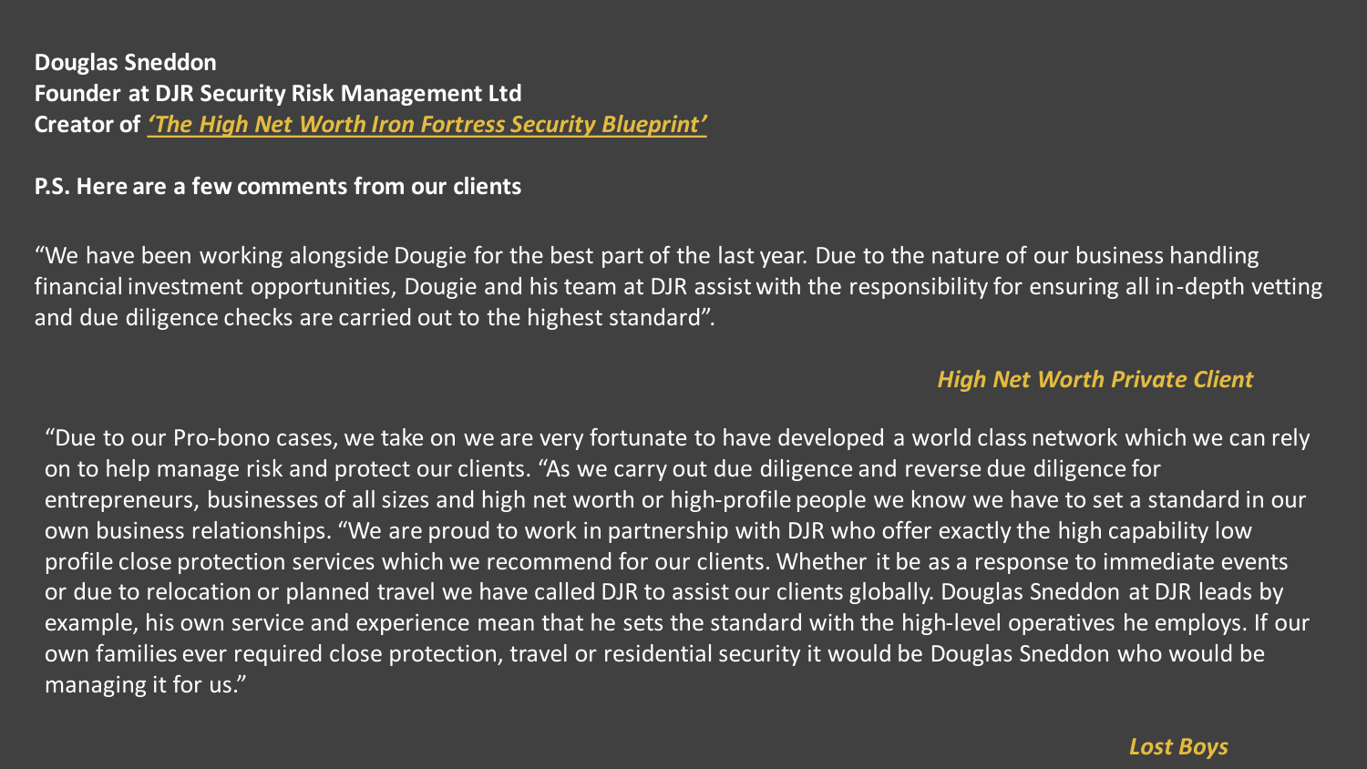**Douglas Sneddon**
**Founder at DJR Security Risk Management Ltd**
**Creator of *'The High Net Worth Iron Fortress Security Blueprint'***

**P.S. Here are a few comments from our clients**

"We have been working alongside Dougie for the best part of the last year. Due to the nature of our business handling financial investment opportunities, Dougie and his team at DJR assist with the responsibility for ensuring all in-depth vetting and due diligence checks are carried out to the highest standard".

***High Net Worth Private Client***

"Due to our Pro-bono cases, we take on we are very fortunate to have developed a world class network which we can rely on to help manage risk and protect our clients. "As we carry out due diligence and reverse due diligence for entrepreneurs, businesses of all sizes and high net worth or high-profile people we know we have to set a standard in our own business relationships. "We are proud to work in partnership with DJR who offer exactly the high capability low profile close protection services which we recommend for our clients. Whether it be as a response to immediate events or due to relocation or planned travel we have called DJR to assist our clients globally. Douglas Sneddon at DJR leads by example, his own service and experience mean that he sets the standard with the high-level operatives he employs. If our own families ever required close protection, travel or residential security it would be Douglas Sneddon who would be managing it for us."

***Lost Boys***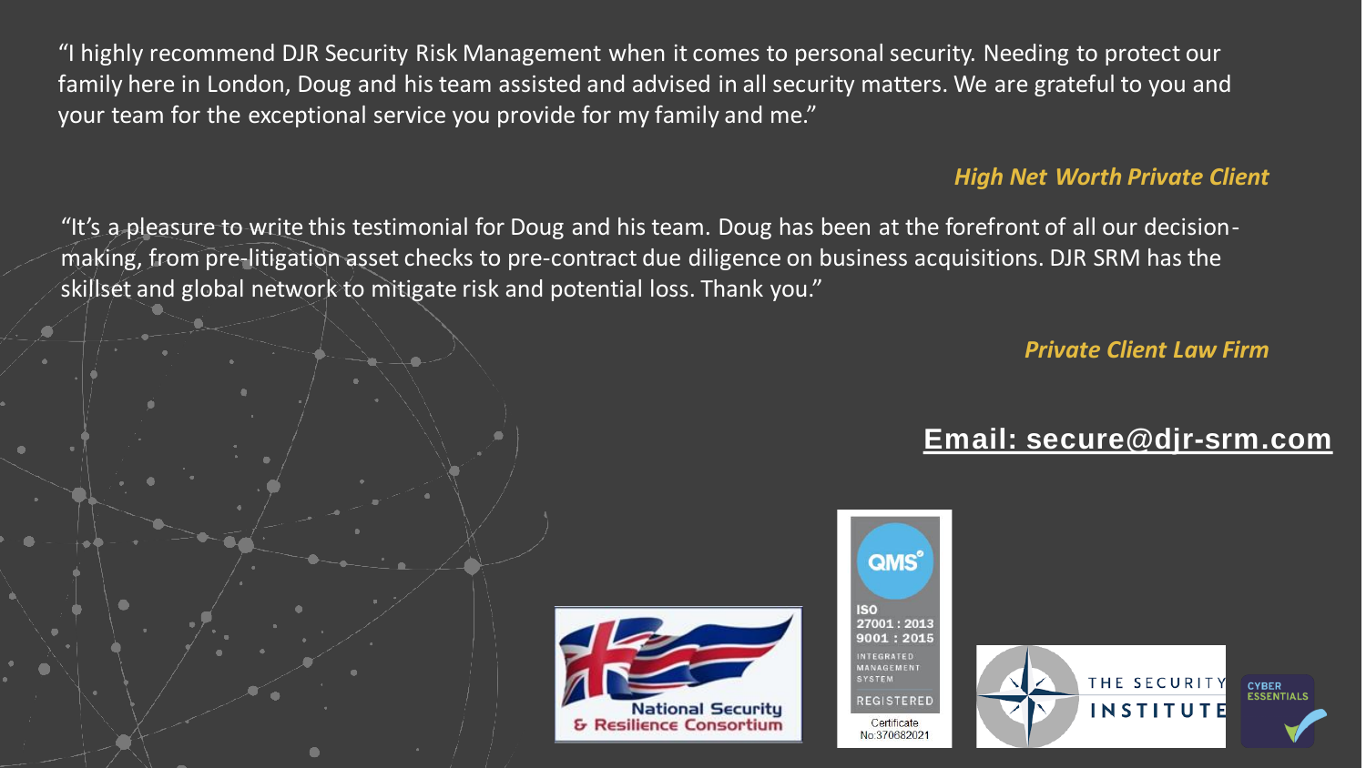"I highly recommend DJR Security Risk Management when it comes to personal security. Needing to protect our family here in London, Doug and his team assisted and advised in all security matters. We are grateful to you and your team for the exceptional service you provide for my family and me."

***High Net Worth Private Client***

"It's a pleasure to write this testimonial for Doug and his team. Doug has been at the forefront of all our decision-making, from pre-litigation asset checks to pre-contract due diligence on business acquisitions. DJR SRM has the skillset and global network to mitigate risk and potential loss. Thank you."

***Private Client Law Firm***

**Email: secure@djr-srm.com**

National Security & Resilience Consortium

QMS ISO 27001 : 2013 9001 : 2015 INTEGRATED MANAGEMENT SYSTEM REGISTERED Certificate No:370682021

THE SECURITY INSTITUTE

CYBER ESSENTIALS